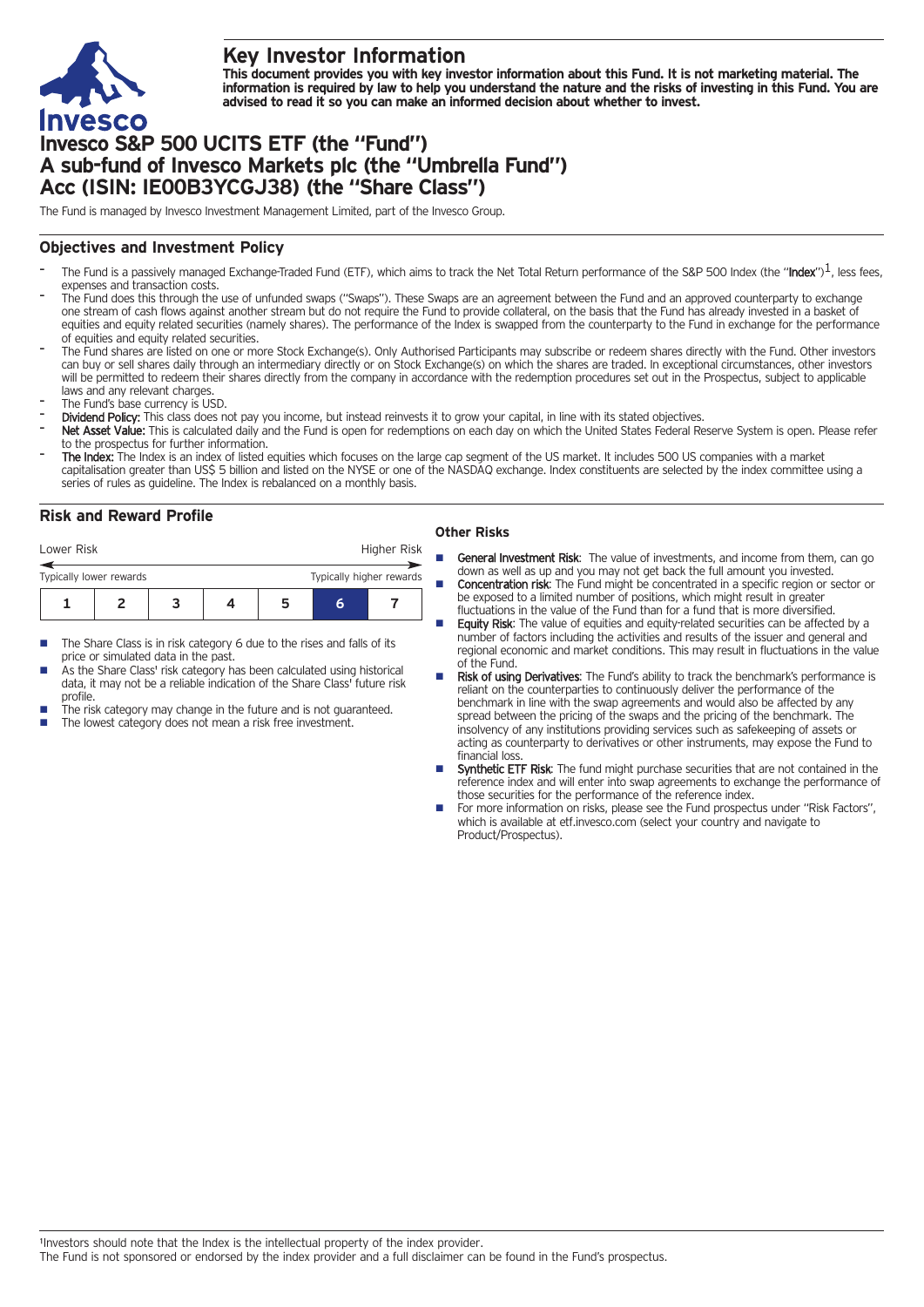# Key Investor Information

**This document provides you with key investor information about this Fund. It is not marketing material. The information is required by law to help you understand the nature and the risks of investing in this Fund. You are advised to read it so you can make an informed decision about whether to invest.**

# Invesco S&P 500 UCITS ETF (the "Fund")
# A sub-fund of Invesco Markets plc (the "Umbrella Fund")
# Acc (ISIN: IE00B3YCGJ38) (the "Share Class")

The Fund is managed by Invesco Investment Management Limited, part of the Invesco Group.

## Objectives and Investment Policy

- The Fund is a passively managed Exchange-Traded Fund (ETF), which aims to track the Net Total Return performance of the S&P 500 Index (the "**Index**")[1], less fees, expenses and transaction costs.
- The Fund does this through the use of unfunded swaps ("Swaps"). These Swaps are an agreement between the Fund and an approved counterparty to exchange one stream of cash flows against another stream but do not require the Fund to provide collateral, on the basis that the Fund has already invested in a basket of equities and equity related securities (namely shares). The performance of the Index is swapped from the counterparty to the Fund in exchange for the performance of equities and equity related securities.
- The Fund shares are listed on one or more Stock Exchange(s). Only Authorised Participants may subscribe or redeem shares directly with the Fund. Other investors can buy or sell shares daily through an intermediary directly or on Stock Exchange(s) on which the shares are traded. In exceptional circumstances, other investors will be permitted to redeem their shares directly from the company in accordance with the redemption procedures set out in the Prospectus, subject to applicable laws and any relevant charges.
- The Fund's base currency is USD.
- **Dividend Policy:** This class does not pay you income, but instead reinvests it to grow your capital, in line with its stated objectives.
- **Net Asset Value:** This is calculated daily and the Fund is open for redemptions on each day on which the United States Federal Reserve System is open. Please refer to the prospectus for further information.
- **The Index:** The Index is an index of listed equities which focuses on the large cap segment of the US market. It includes 500 US companies with a market capitalisation greater than US$ 5 billion and listed on the NYSE or one of the NASDAQ exchange. Index constituents are selected by the index committee using a series of rules as guideline. The Index is rebalanced on a monthly basis.

## Risk and Reward Profile

Lower Risk — Higher Risk

Typically lower rewards — Typically higher rewards

| 1 | 2 | 3 | 4 | 5 | **6** | 7 |
|---|---|---|---|---|---|---|

- The Share Class is in risk category 6 due to the rises and falls of its price or simulated data in the past.
- As the Share Class' risk category has been calculated using historical data, it may not be a reliable indication of the Share Class' future risk profile.
- The risk category may change in the future and is not guaranteed.
- The lowest category does not mean a risk free investment.

### Other Risks

- **General Investment Risk**: The value of investments, and income from them, can go down as well as up and you may not get back the full amount you invested.
- **Concentration risk**: The Fund might be concentrated in a specific region or sector or be exposed to a limited number of positions, which might result in greater fluctuations in the value of the Fund than for a fund that is more diversified.
- **Equity Risk**: The value of equities and equity-related securities can be affected by a number of factors including the activities and results of the issuer and general and regional economic and market conditions. This may result in fluctuations in the value of the Fund.
- **Risk of using Derivatives**: The Fund's ability to track the benchmark's performance is reliant on the counterparties to continuously deliver the performance of the benchmark in line with the swap agreements and would also be affected by any spread between the pricing of the swaps and the pricing of the benchmark. The insolvency of any institutions providing services such as safekeeping of assets or acting as counterparty to derivatives or other instruments, may expose the Fund to financial loss.
- **Synthetic ETF Risk**: The fund might purchase securities that are not contained in the reference index and will enter into swap agreements to exchange the performance of those securities for the performance of the reference index.
- For more information on risks, please see the Fund prospectus under "Risk Factors", which is available at etf.invesco.com (select your country and navigate to Product/Prospectus).

[1]Investors should note that the Index is the intellectual property of the index provider.
The Fund is not sponsored or endorsed by the index provider and a full disclaimer can be found in the Fund's prospectus.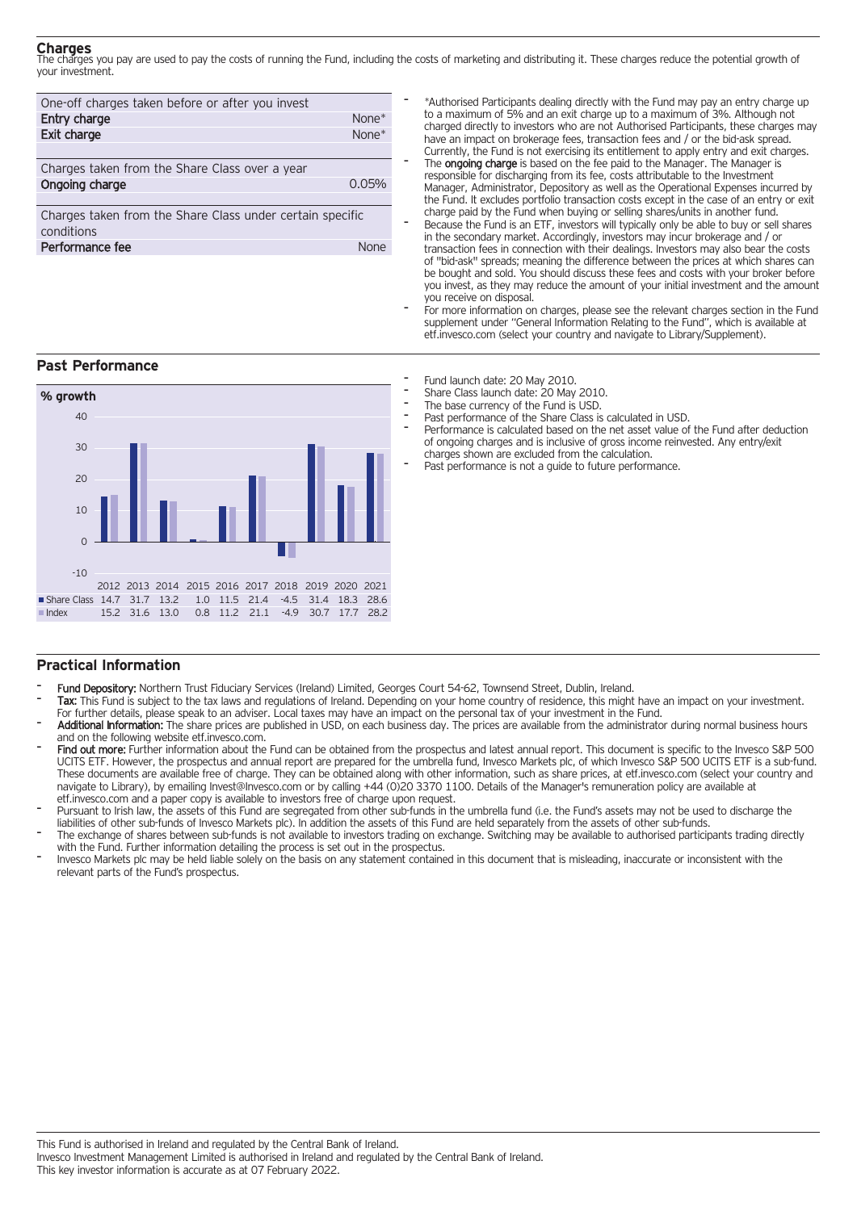## Charges

The charges you pay are used to pay the costs of running the Fund, including the costs of marketing and distributing it. These charges reduce the potential growth of your investment.

| One-off charges taken before or after you invest | |
|---|---|
| **Entry charge** | None* |
| **Exit charge** | None* |
| **Charges taken from the Share Class over a year** | |
| **Ongoing charge** | 0.05% |
| **Charges taken from the Share Class under certain specific conditions** | |
| **Performance fee** | None |

- *Authorised Participants dealing directly with the Fund may pay an entry charge up to a maximum of 5% and an exit charge up to a maximum of 3%. Although not charged directly to investors who are not Authorised Participants, these charges may have an impact on brokerage fees, transaction fees and / or the bid-ask spread. Currently, the Fund is not exercising its entitlement to apply entry and exit charges.
- The **ongoing charge** is based on the fee paid to the Manager. The Manager is responsible for discharging from its fee, costs attributable to the Investment Manager, Administrator, Depository as well as the Operational Expenses incurred by the Fund. It excludes portfolio transaction costs except in the case of an entry or exit charge paid by the Fund when buying or selling shares/units in another fund.
- Because the Fund is an ETF, investors will typically only be able to buy or sell shares in the secondary market. Accordingly, investors may incur brokerage and / or transaction fees in connection with their dealings. Investors may also bear the costs of "bid-ask" spreads; meaning the difference between the prices at which shares can be bought and sold. You should discuss these fees and costs with your broker before you invest, as they may reduce the amount of your initial investment and the amount you receive on disposal.
- For more information on charges, please see the relevant charges section in the Fund supplement under "General Information Relating to the Fund", which is available at etf.invesco.com (select your country and navigate to Library/Supplement).

## Past Performance

% growth

40
30
20
10
0
-10

2012 2013 2014 2015 2016 2017 2018 2019 2020 2021

Share Class 14.7 31.7 13.2 1.0 11.5 21.4 -4.5 31.4 18.3 28.6

Index 15.2 31.6 13.0 0.8 11.2 21.1 -4.9 30.7 17.7 28.2

- Fund launch date: 20 May 2010.
- Share Class launch date: 20 May 2010.
- The base currency of the Fund is USD.
- Past performance of the Share Class is calculated in USD.
- Performance is calculated based on the net asset value of the Fund after deduction of ongoing charges and is inclusive of gross income reinvested. Any entry/exit charges shown are excluded from the calculation.
- Past performance is not a guide to future performance.

## Practical Information

- **Fund Depository:** Northern Trust Fiduciary Services (Ireland) Limited, Georges Court 54-62, Townsend Street, Dublin, Ireland.
- **Tax:** This Fund is subject to the tax laws and regulations of Ireland. Depending on your home country of residence, this might have an impact on your investment. For further details, please speak to an adviser. Local taxes may have an impact on the personal tax of your investment in the Fund.
- **Additional Information:** The share prices are published in USD, on each business day. The prices are available from the administrator during normal business hours and on the following website etf.invesco.com.
- **Find out more:** Further information about the Fund can be obtained from the prospectus and latest annual report. This document is specific to the Invesco S&P 500 UCITS ETF. However, the prospectus and annual report are prepared for the umbrella fund, Invesco Markets plc, of which Invesco S&P 500 UCITS ETF is a sub-fund. These documents are available free of charge. They can be obtained along with other information, such as share prices, at etf.invesco.com (select your country and navigate to Library), by emailing Invest@Invesco.com or by calling +44 (0)20 3370 1100. Details of the Manager's remuneration policy are available at etf.invesco.com and a paper copy is available to investors free of charge upon request.
- Pursuant to Irish law, the assets of this Fund are segregated from other sub-funds in the umbrella fund (i.e. the Fund's assets may not be used to discharge the liabilities of other sub-funds of Invesco Markets plc). In addition the assets of this Fund are held separately from the assets of other sub-funds.
- The exchange of shares between sub-funds is not available to investors trading on exchange. Switching may be available to authorised participants trading directly with the Fund. Further information detailing the process is set out in the prospectus.
- Invesco Markets plc may be held liable solely on the basis on any statement contained in this document that is misleading, inaccurate or inconsistent with the relevant parts of the Fund's prospectus.

This Fund is authorised in Ireland and regulated by the Central Bank of Ireland.
Invesco Investment Management Limited is authorised in Ireland and regulated by the Central Bank of Ireland.
This key investor information is accurate as at 07 February 2022.